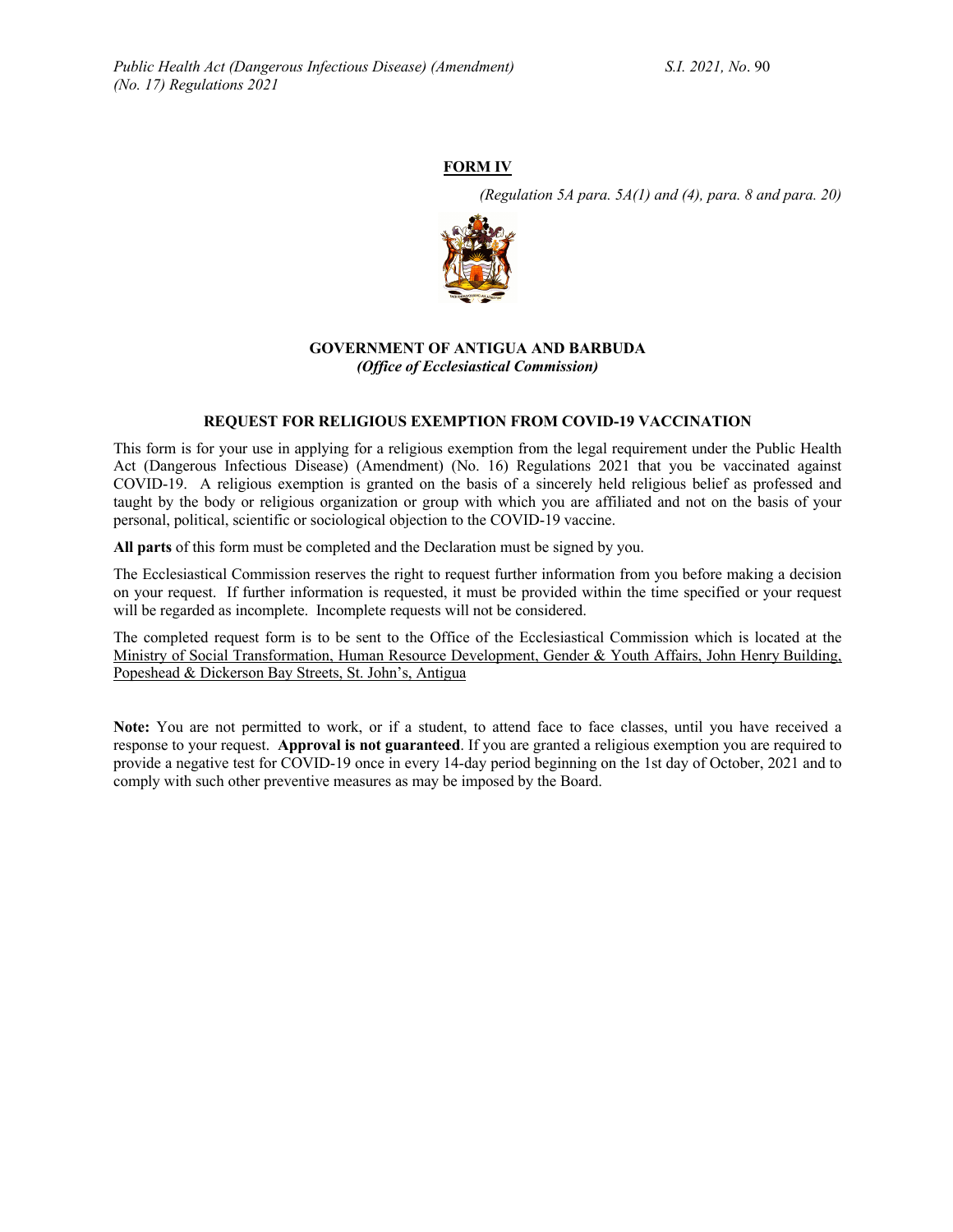**FORM IV**

*(Regulation 5A para. 5A(1) and (4), para. 8 and para. 20)*

**GOVERNMENT OF ANTIGUA AND BARBUDA**
***(Office of Ecclesiastical Commission)***

**REQUEST FOR RELIGIOUS EXEMPTION FROM COVID-19 VACCINATION**

This form is for your use in applying for a religious exemption from the legal requirement under the Public Health Act (Dangerous Infectious Disease) (Amendment) (No. 16) Regulations 2021 that you be vaccinated against COVID-19. A religious exemption is granted on the basis of a sincerely held religious belief as professed and taught by the body or religious organization or group with which you are affiliated and not on the basis of your personal, political, scientific or sociological objection to the COVID-19 vaccine.

**All parts** of this form must be completed and the Declaration must be signed by you.

The Ecclesiastical Commission reserves the right to request further information from you before making a decision on your request. If further information is requested, it must be provided within the time specified or your request will be regarded as incomplete. Incomplete requests will not be considered.

The completed request form is to be sent to the Office of the Ecclesiastical Commission which is located at the Ministry of Social Transformation, Human Resource Development, Gender & Youth Affairs, John Henry Building, Popeshead & Dickerson Bay Streets, St. John's, Antigua

**Note:** You are not permitted to work, or if a student, to attend face to face classes, until you have received a response to your request. **Approval is not guaranteed**. If you are granted a religious exemption you are required to provide a negative test for COVID-19 once in every 14-day period beginning on the 1st day of October, 2021 and to comply with such other preventive measures as may be imposed by the Board.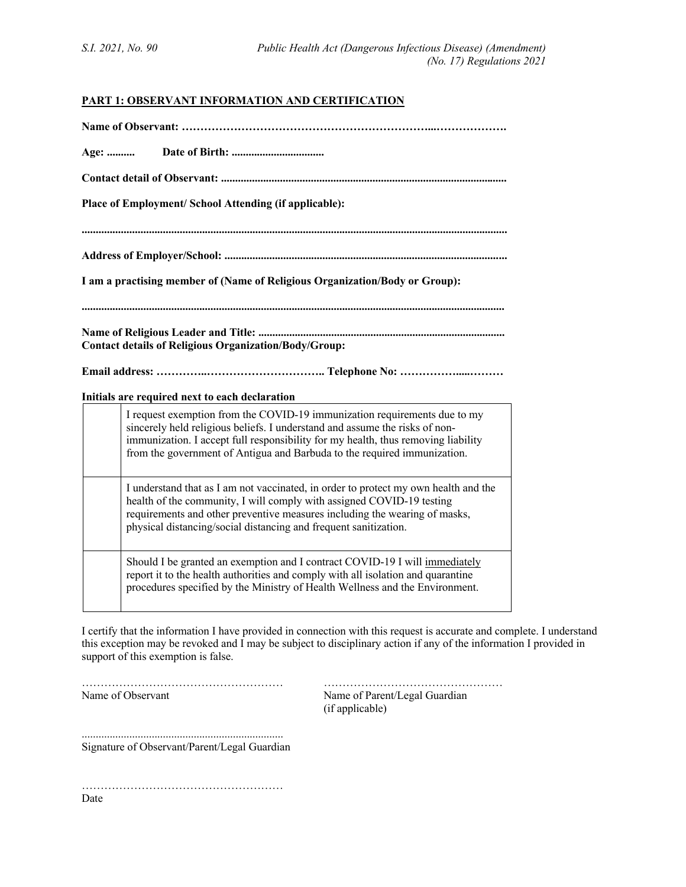**PART 1: OBSERVANT INFORMATION AND CERTIFICATION**

**Name of Observant: …………………………………………………………...……………….**

**Age: ..........  Date of Birth: .................................**

**Contact detail of Observant: ....................................................................................................**

**Place of Employment/ School Attending (if applicable):**

**.....................................................................................................................................................**

**Address of Employer/School: ...................................................................................................**

**I am a practising member of (Name of Religious Organization/Body or Group):**

**....................................................................................................................................................**

**Name of Religious Leader and Title: .......................................................................................**
**Contact details of Religious Organization/Body/Group:**

**Email address: …………..………………………….. Telephone No: ……………....………**

**Initials are required next to each declaration**

| | |
|---|---|
| | I request exemption from the COVID-19 immunization requirements due to my sincerely held religious beliefs. I understand and assume the risks of non-immunization. I accept full responsibility for my health, thus removing liability from the government of Antigua and Barbuda to the required immunization. |
| | I understand that as I am not vaccinated, in order to protect my own health and the health of the community, I will comply with assigned COVID-19 testing requirements and other preventive measures including the wearing of masks, physical distancing/social distancing and frequent sanitization. |
| | Should I be granted an exemption and I contract COVID-19 I will immediately report it to the health authorities and comply with all isolation and quarantine procedures specified by the Ministry of Health Wellness and the Environment. |

I certify that the information I have provided in connection with this request is accurate and complete. I understand this exception may be revoked and I may be subject to disciplinary action if any of the information I provided in support of this exemption is false.

………………………………………………
Name of Observant

…………………………………………
Name of Parent/Legal Guardian
(if applicable)

.......................................................................
Signature of Observant/Parent/Legal Guardian

………………………………………………
Date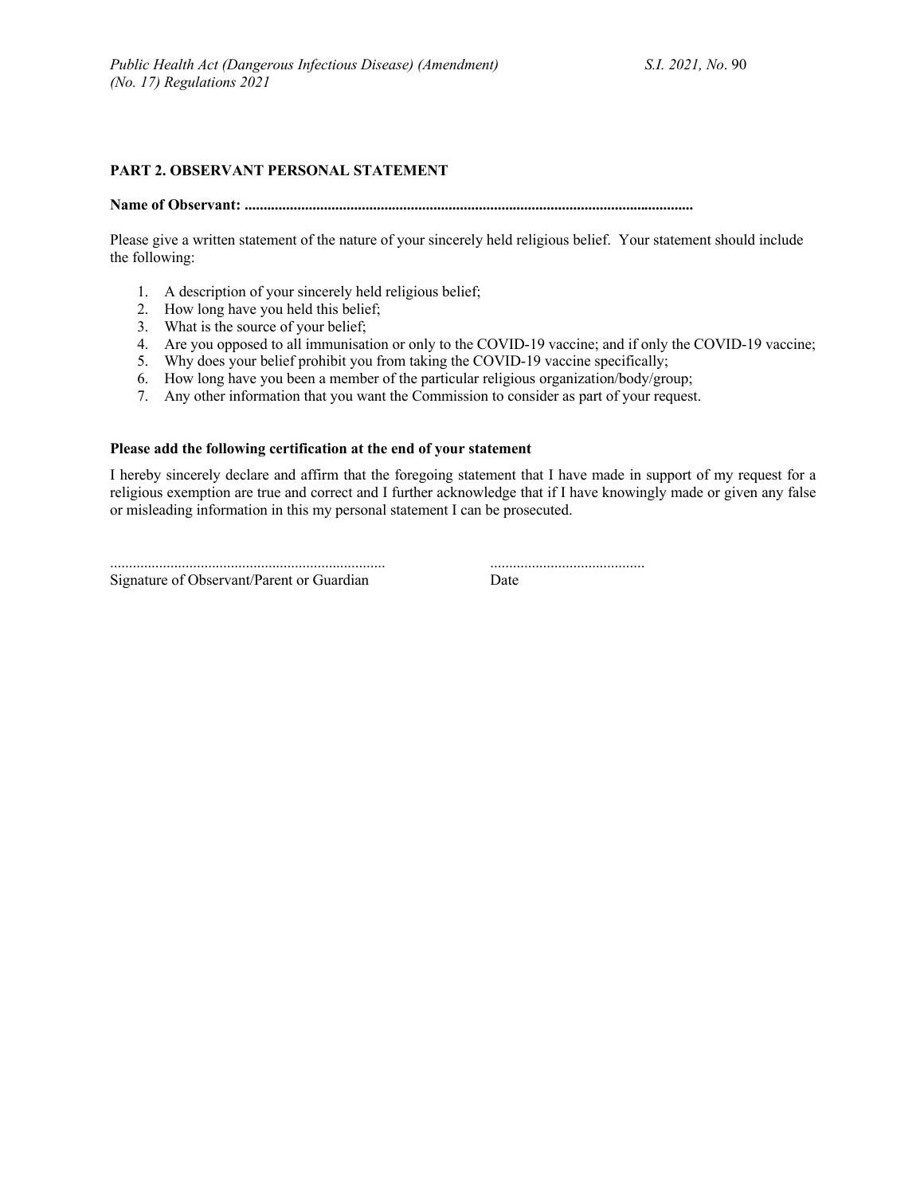## PART 2. OBSERVANT PERSONAL STATEMENT

**Name of Observant: ....................................................................................................................**

Please give a written statement of the nature of your sincerely held religious belief. Your statement should include the following:

1. A description of your sincerely held religious belief;
2. How long have you held this belief;
3. What is the source of your belief;
4. Are you opposed to all immunisation or only to the COVID-19 vaccine; and if only the COVID-19 vaccine;
5. Why does your belief prohibit you from taking the COVID-19 vaccine specifically;
6. How long have you been a member of the particular religious organization/body/group;
7. Any other information that you want the Commission to consider as part of your request.

**Please add the following certification at the end of your statement**

I hereby sincerely declare and affirm that the foregoing statement that I have made in support of my request for a religious exemption are true and correct and I further acknowledge that if I have knowingly made or given any false or misleading information in this my personal statement I can be prosecuted.

.........................................................................
Signature of Observant/Parent or Guardian

.........................................
Date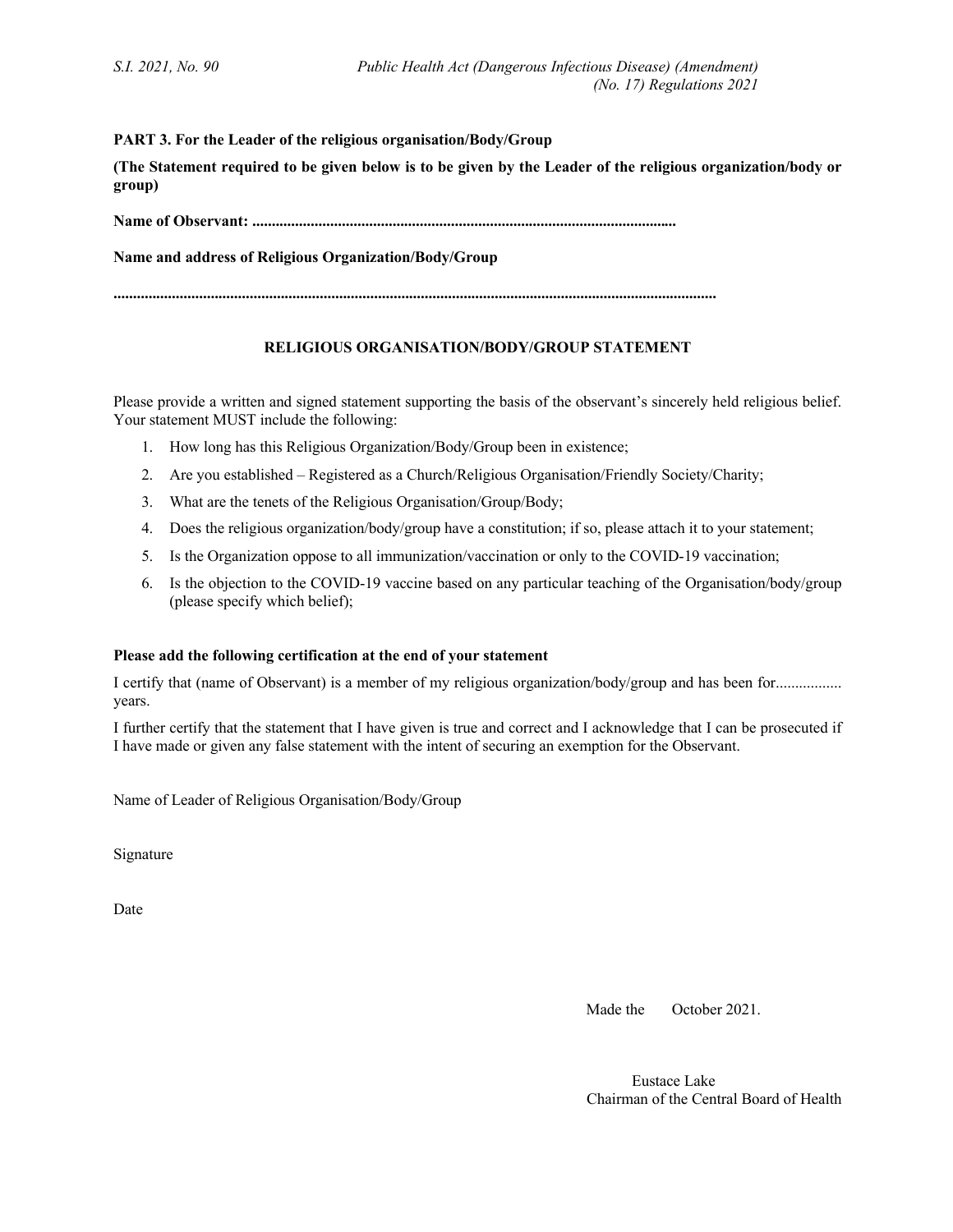**PART 3. For the Leader of the religious organisation/Body/Group**

**(The Statement required to be given below is to be given by the Leader of the religious organization/body or group)**

**Name of Observant: ............................................................................................................**

**Name and address of Religious Organization/Body/Group**

**.........................................................................................................................................................**

**RELIGIOUS ORGANISATION/BODY/GROUP STATEMENT**

Please provide a written and signed statement supporting the basis of the observant's sincerely held religious belief. Your statement MUST include the following:

1. How long has this Religious Organization/Body/Group been in existence;
2. Are you established – Registered as a Church/Religious Organisation/Friendly Society/Charity;
3. What are the tenets of the Religious Organisation/Group/Body;
4. Does the religious organization/body/group have a constitution; if so, please attach it to your statement;
5. Is the Organization oppose to all immunization/vaccination or only to the COVID-19 vaccination;
6. Is the objection to the COVID-19 vaccine based on any particular teaching of the Organisation/body/group (please specify which belief);

**Please add the following certification at the end of your statement**

I certify that (name of Observant) is a member of my religious organization/body/group and has been for................. years.

I further certify that the statement that I have given is true and correct and I acknowledge that I can be prosecuted if I have made or given any false statement with the intent of securing an exemption for the Observant.

Name of Leader of Religious Organisation/Body/Group

Signature

Date

Made the October 2021.

Eustace Lake
Chairman of the Central Board of Health